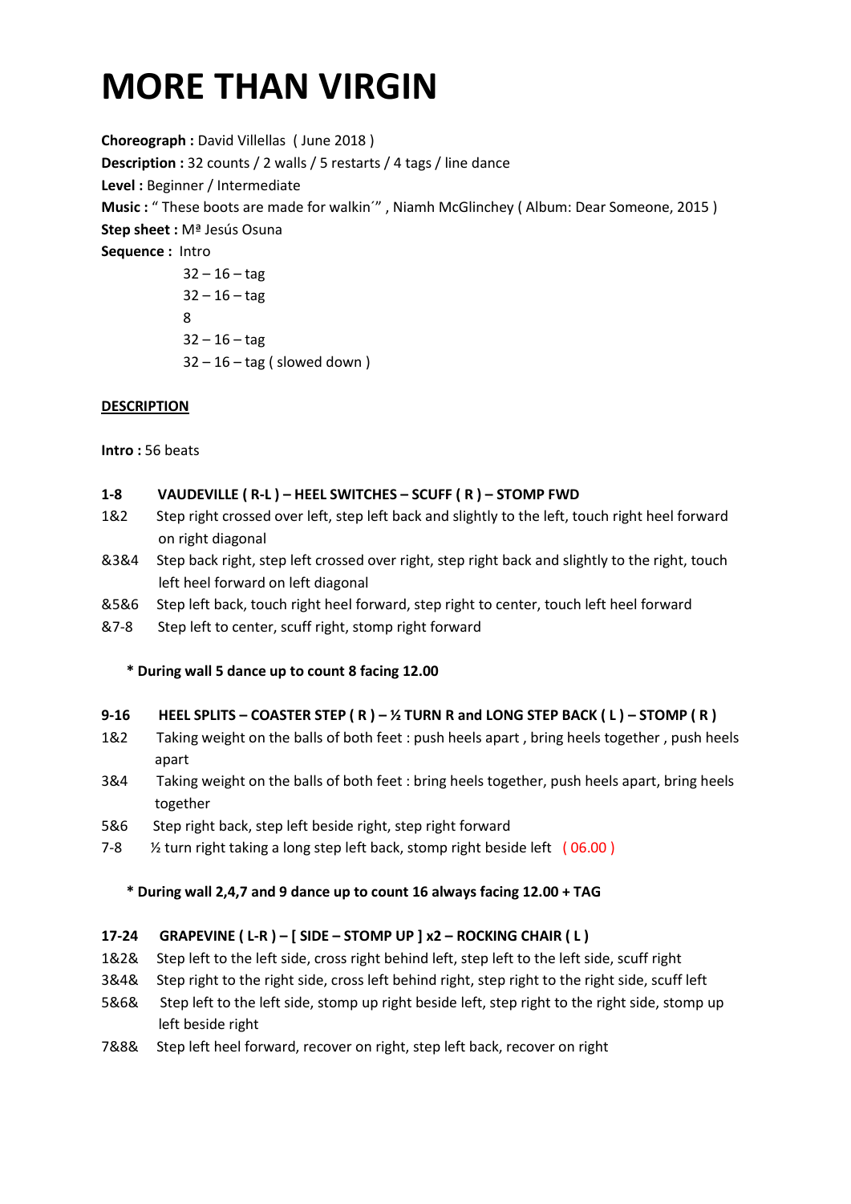# MORE THAN VIRGIN

**Choreograph :** David Villellas ( June 2018 )
**Description :** 32 counts / 2 walls / 5 restarts / 4 tags / line dance
**Level :** Beginner / Intermediate
**Music :** " These boots are made for walkin´" , Niamh McGlinchey ( Album: Dear Someone, 2015 )
**Step sheet :** Mª Jesús Osuna
**Sequence :** Intro

32 – 16 – tag
32 – 16 – tag
8
32 – 16 – tag
32 – 16 – tag ( slowed down )

**DESCRIPTION**

**Intro :** 56 beats

**1-8 VAUDEVILLE ( R-L ) – HEEL SWITCHES – SCUFF ( R ) – STOMP FWD**

- 1&2 Step right crossed over left, step left back and slightly to the left, touch right heel forward on right diagonal
- &3&4 Step back right, step left crossed over right, step right back and slightly to the right, touch left heel forward on left diagonal
- &5&6 Step left back, touch right heel forward, step right to center, touch left heel forward
- &7-8 Step left to center, scuff right, stomp right forward

**\* During wall 5 dance up to count 8 facing 12.00**

**9-16 HEEL SPLITS – COASTER STEP ( R ) – ½ TURN R and LONG STEP BACK ( L ) – STOMP ( R )**

- 1&2 Taking weight on the balls of both feet : push heels apart , bring heels together , push heels apart
- 3&4 Taking weight on the balls of both feet : bring heels together, push heels apart, bring heels together
- 5&6 Step right back, step left beside right, step right forward
- 7-8 ½ turn right taking a long step left back, stomp right beside left ( 06.00 )

**\* During wall 2,4,7 and 9 dance up to count 16 always facing 12.00 + TAG**

**17-24 GRAPEVINE ( L-R ) – [ SIDE – STOMP UP ] x2 – ROCKING CHAIR ( L )**

- 1&2& Step left to the left side, cross right behind left, step left to the left side, scuff right
- 3&4& Step right to the right side, cross left behind right, step right to the right side, scuff left
- 5&6& Step left to the left side, stomp up right beside left, step right to the right side, stomp up left beside right
- 7&8& Step left heel forward, recover on right, step left back, recover on right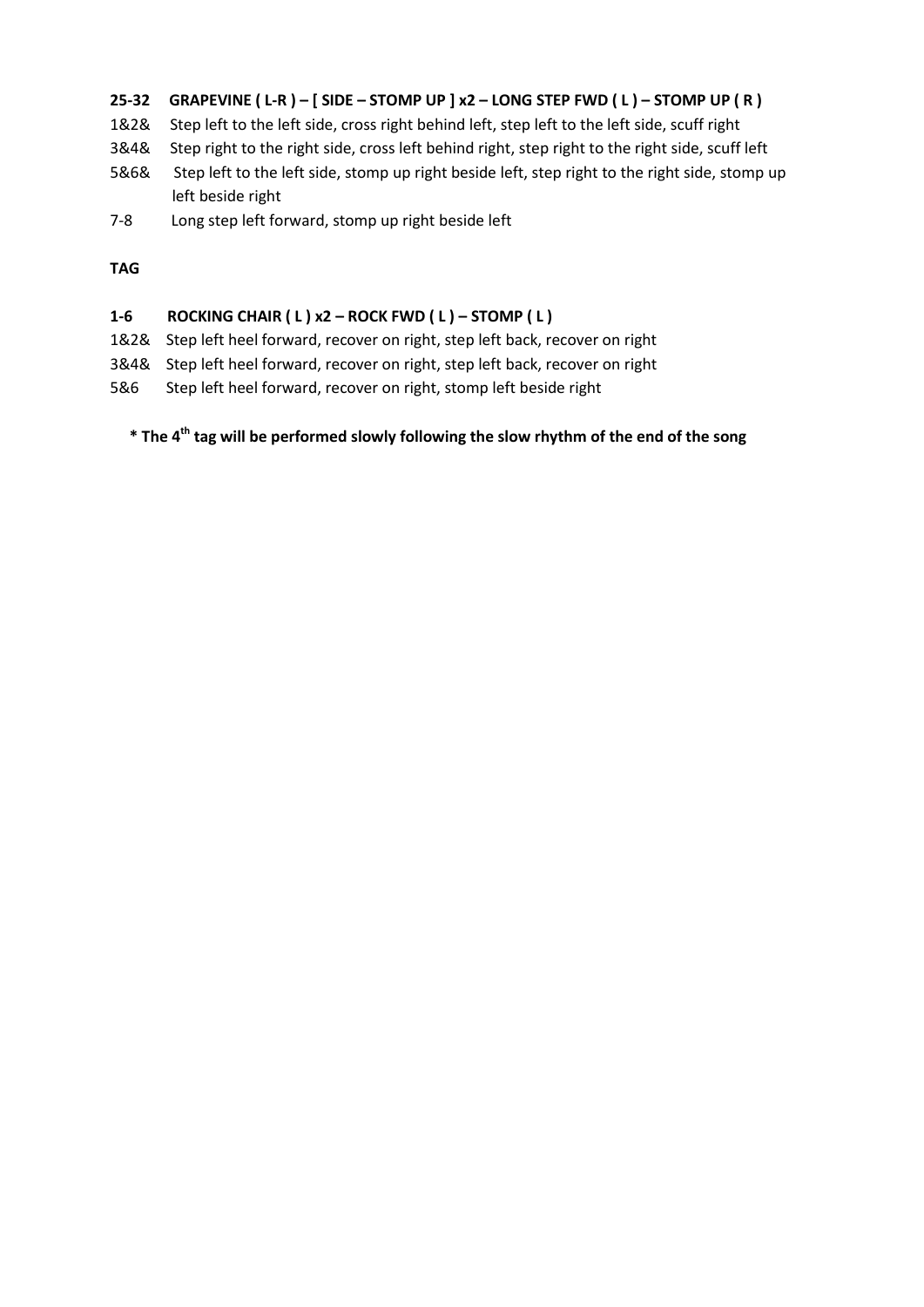**25-32 GRAPEVINE ( L-R ) – [ SIDE – STOMP UP ] x2 – LONG STEP FWD ( L ) – STOMP UP ( R )**

1&2& Step left to the left side, cross right behind left, step left to the left side, scuff right

3&4& Step right to the right side, cross left behind right, step right to the right side, scuff left

5&6& Step left to the left side, stomp up right beside left, step right to the right side, stomp up left beside right

7-8 Long step left forward, stomp up right beside left

**TAG**

**1-6 ROCKING CHAIR ( L ) x2 – ROCK FWD ( L ) – STOMP ( L )**

1&2& Step left heel forward, recover on right, step left back, recover on right

3&4& Step left heel forward, recover on right, step left back, recover on right

5&6 Step left heel forward, recover on right, stomp left beside right

**\* The 4th tag will be performed slowly following the slow rhythm of the end of the song**